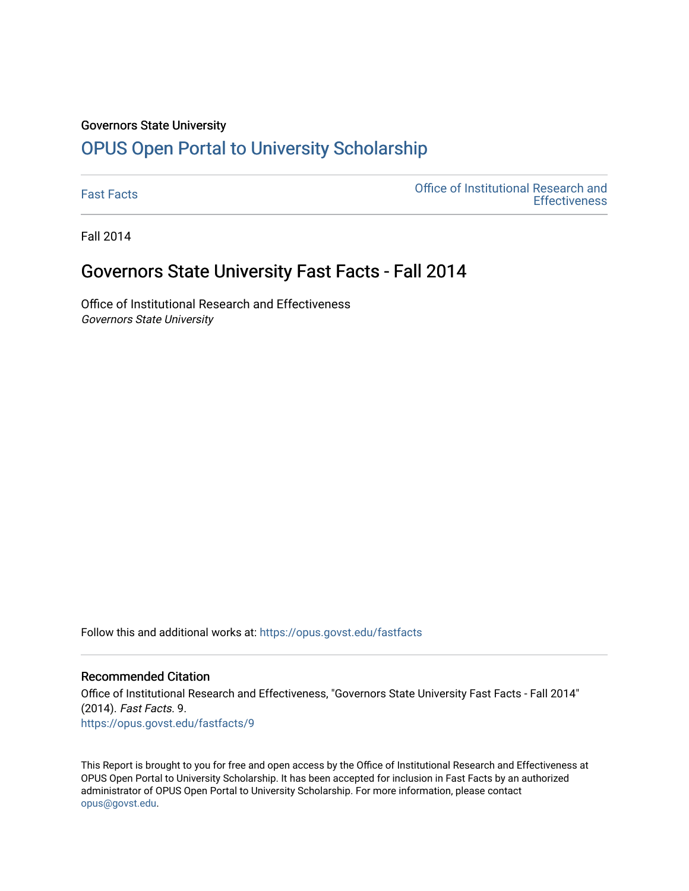Governors State University

# OPUS Open Portal to University Scholarship

Fast Facts | Office of Institutional Research and Effectiveness

Fall 2014

## Governors State University Fast Facts - Fall 2014

Office of Institutional Research and Effectiveness
*Governors State University*

Follow this and additional works at: https://opus.govst.edu/fastfacts

### Recommended Citation

Office of Institutional Research and Effectiveness, "Governors State University Fast Facts - Fall 2014" (2014). *Fast Facts*. 9.
https://opus.govst.edu/fastfacts/9

This Report is brought to you for free and open access by the Office of Institutional Research and Effectiveness at OPUS Open Portal to University Scholarship. It has been accepted for inclusion in Fast Facts by an authorized administrator of OPUS Open Portal to University Scholarship. For more information, please contact opus@govst.edu.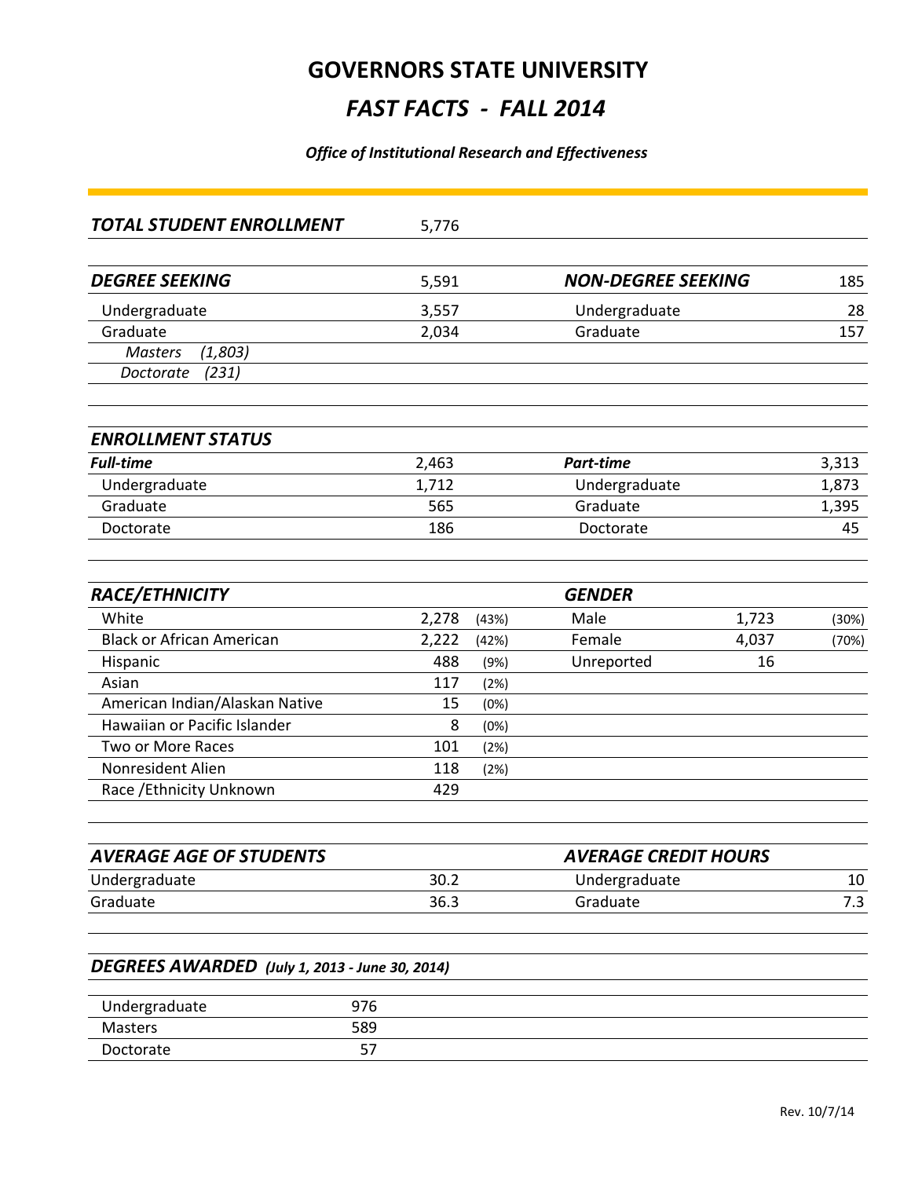# GOVERNORS STATE UNIVERSITY

## *FAST FACTS - FALL 2014*

***Office of Institutional Research and Effectiveness***

| | |
|---|---|
| ***TOTAL STUDENT ENROLLMENT*** | 5,776 |

| | | | |
|---|---|---|---|
| ***DEGREE SEEKING*** | 5,591 | ***NON-DEGREE SEEKING*** | 185 |
| Undergraduate | 3,557 | Undergraduate | 28 |
| Graduate | 2,034 | Graduate | 157 |
| *Masters (1,803)* | | | |
| *Doctorate (231)* | | | |

***ENROLLMENT STATUS***

| | | | |
|---|---|---|---|
| ***Full-time*** | 2,463 | ***Part-time*** | 3,313 |
| Undergraduate | 1,712 | Undergraduate | 1,873 |
| Graduate | 565 | Graduate | 1,395 |
| Doctorate | 186 | Doctorate | 45 |

| ***RACE/ETHNICITY*** | | | ***GENDER*** | | |
|---|---|---|---|---|---|
| White | 2,278 | (43%) | Male | 1,723 | (30%) |
| Black or African American | 2,222 | (42%) | Female | 4,037 | (70%) |
| Hispanic | 488 | (9%) | Unreported | 16 | |
| Asian | 117 | (2%) | | | |
| American Indian/Alaskan Native | 15 | (0%) | | | |
| Hawaiian or Pacific Islander | 8 | (0%) | | | |
| Two or More Races | 101 | (2%) | | | |
| Nonresident Alien | 118 | (2%) | | | |
| Race /Ethnicity Unknown | 429 | | | | |

| ***AVERAGE AGE OF STUDENTS*** | | ***AVERAGE CREDIT HOURS*** | |
|---|---|---|---|
| Undergraduate | 30.2 | Undergraduate | 10 |
| Graduate | 36.3 | Graduate | 7.3 |

***DEGREES AWARDED*** ***(July 1, 2013 - June 30, 2014)***

| | |
|---|---|
| Undergraduate | 976 |
| Masters | 589 |
| Doctorate | 57 |

Rev. 10/7/14